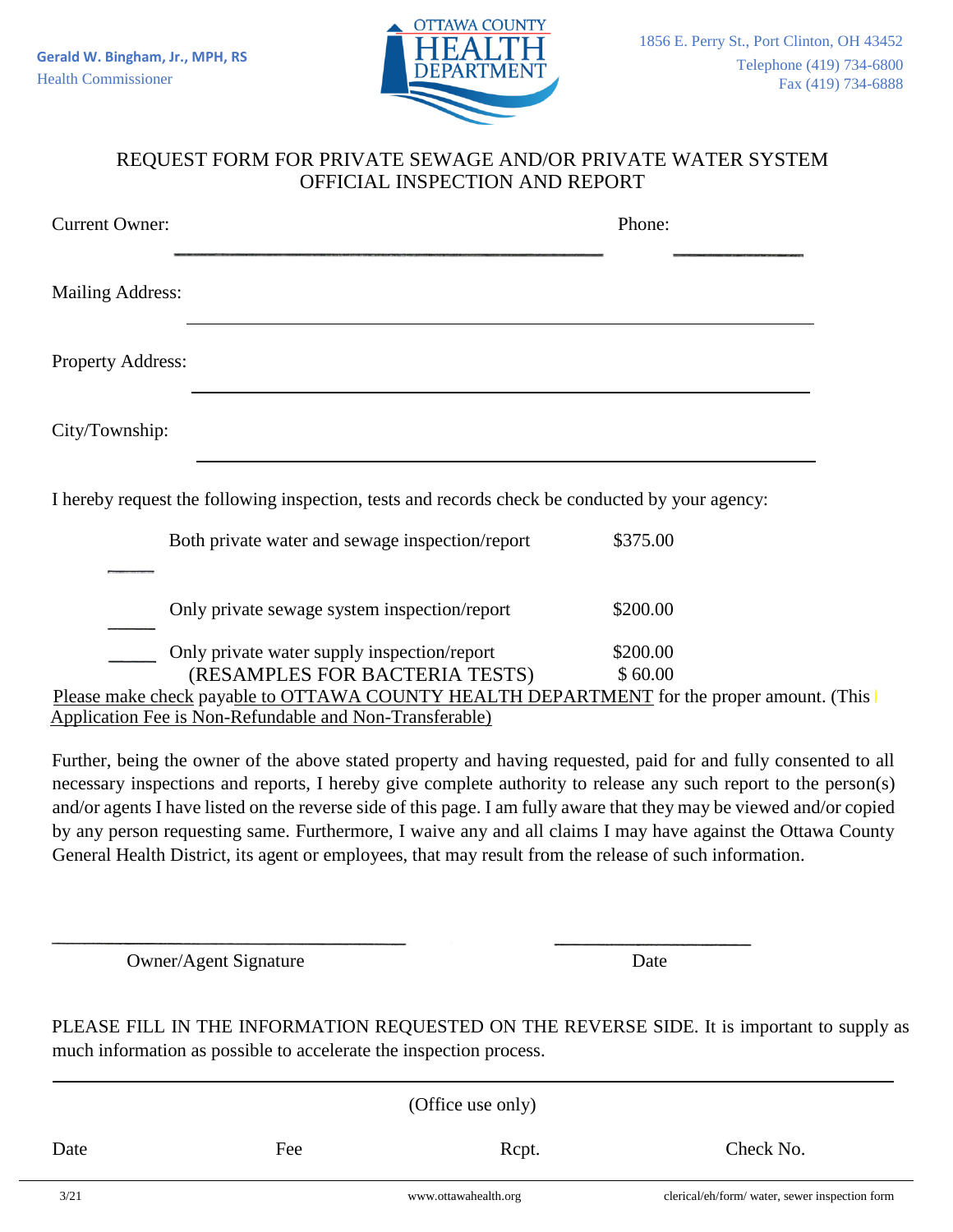Gerald W. Bingham, Jr., MPH, RS
Health Commissioner

OTTAWA COUNTY HEALTH DEPARTMENT

1856 E. Perry St., Port Clinton, OH 43452
Telephone (419) 734-6800
Fax (419) 734-6888

# REQUEST FORM FOR PRIVATE SEWAGE AND/OR PRIVATE WATER SYSTEM OFFICIAL INSPECTION AND REPORT

Current Owner: ______________________________ Phone: ____________

Mailing Address: ______________________________

Property Address: ______________________________

City/Township: ______________________________

I hereby request the following inspection, tests and records check be conducted by your agency:

| | | |
|---|---|---|
| _____ | Both private water and sewage inspection/report | $375.00 |
| _____ | Only private sewage system inspection/report | $200.00 |
| _____ | Only private water supply inspection/report | $200.00 |
| | (RESAMPLES FOR BACTERIA TESTS) | $ 60.00 |

Please make check payable to OTTAWA COUNTY HEALTH DEPARTMENT for the proper amount. (This Application Fee is Non-Refundable and Non-Transferable)

Further, being the owner of the above stated property and having requested, paid for and fully consented to all necessary inspections and reports, I hereby give complete authority to release any such report to the person(s) and/or agents I have listed on the reverse side of this page. I am fully aware that they may be viewed and/or copied by any person requesting same. Furthermore, I waive any and all claims I may have against the Ottawa County General Health District, its agent or employees, that may result from the release of such information.

______________________________ ____________
Owner/Agent Signature Date

PLEASE FILL IN THE INFORMATION REQUESTED ON THE REVERSE SIDE. It is important to supply as much information as possible to accelerate the inspection process.

(Office use only)

| Date | Fee | Rcpt. | Check No. |
|---|---|---|---|
| | | | |

3/21 www.ottawahealth.org clerical/eh/form/ water, sewer inspection form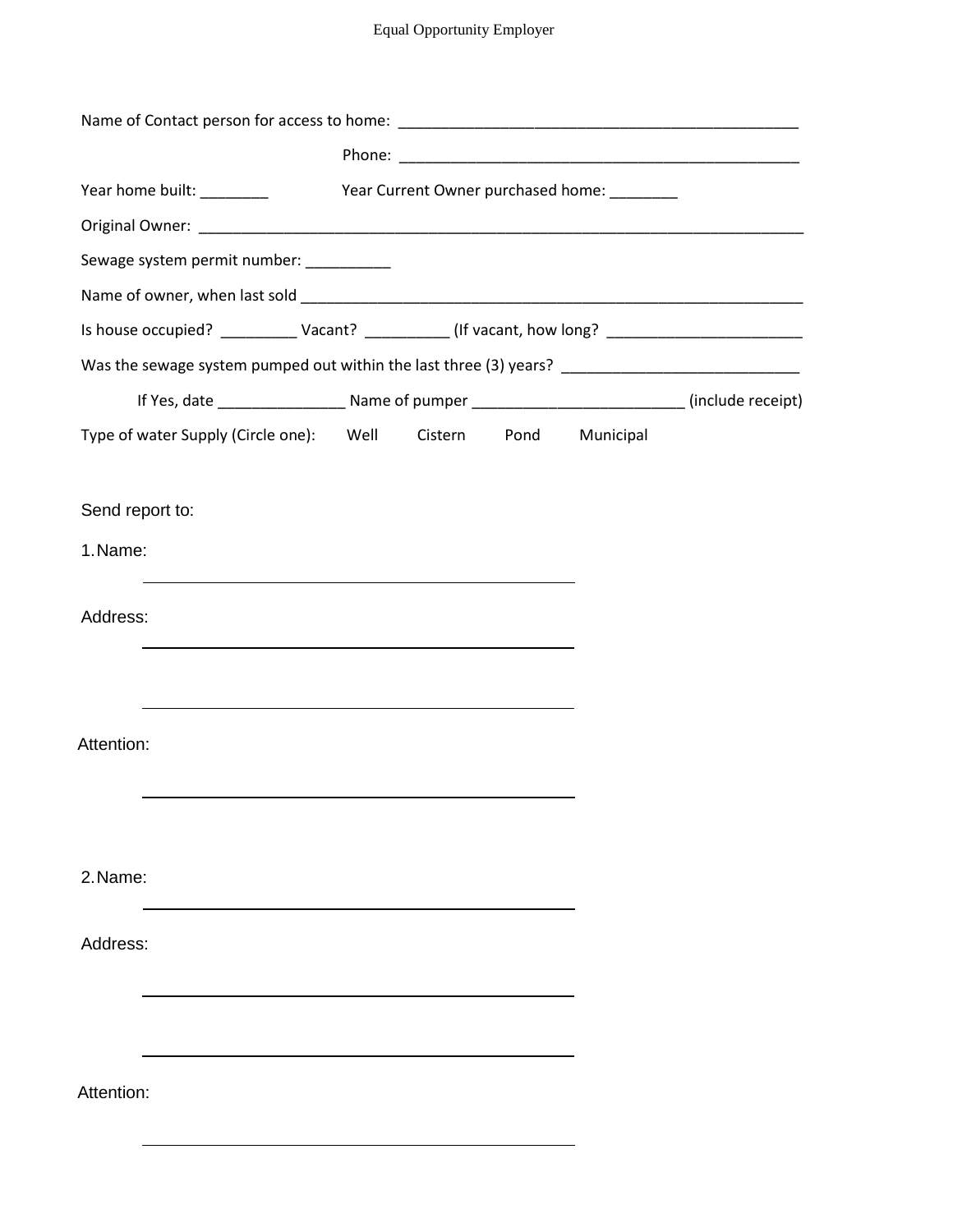Name of Contact person for access to home: ________________________________________________

Phone: ________________________________________________

Year home built: ________ Year Current Owner purchased home: ________

Original Owner: ___________________________________________________________________________

Sewage system permit number: __________

Name of owner, when last sold _________________________________________________________________

Is house occupied? _________ Vacant? __________ (If vacant, how long? _______________________

Was the sewage system pumped out within the last three (3) years? ____________________________

If Yes, date _______________ Name of pumper _________________________ (include receipt)

Type of water Supply (Circle one): Well Cistern Pond Municipal

Send report to:

1. Name:

______________________________________________

Address:

______________________________________________

______________________________________________

Attention:

______________________________________________

2. Name:

______________________________________________

Address:

______________________________________________

______________________________________________

Attention:

______________________________________________